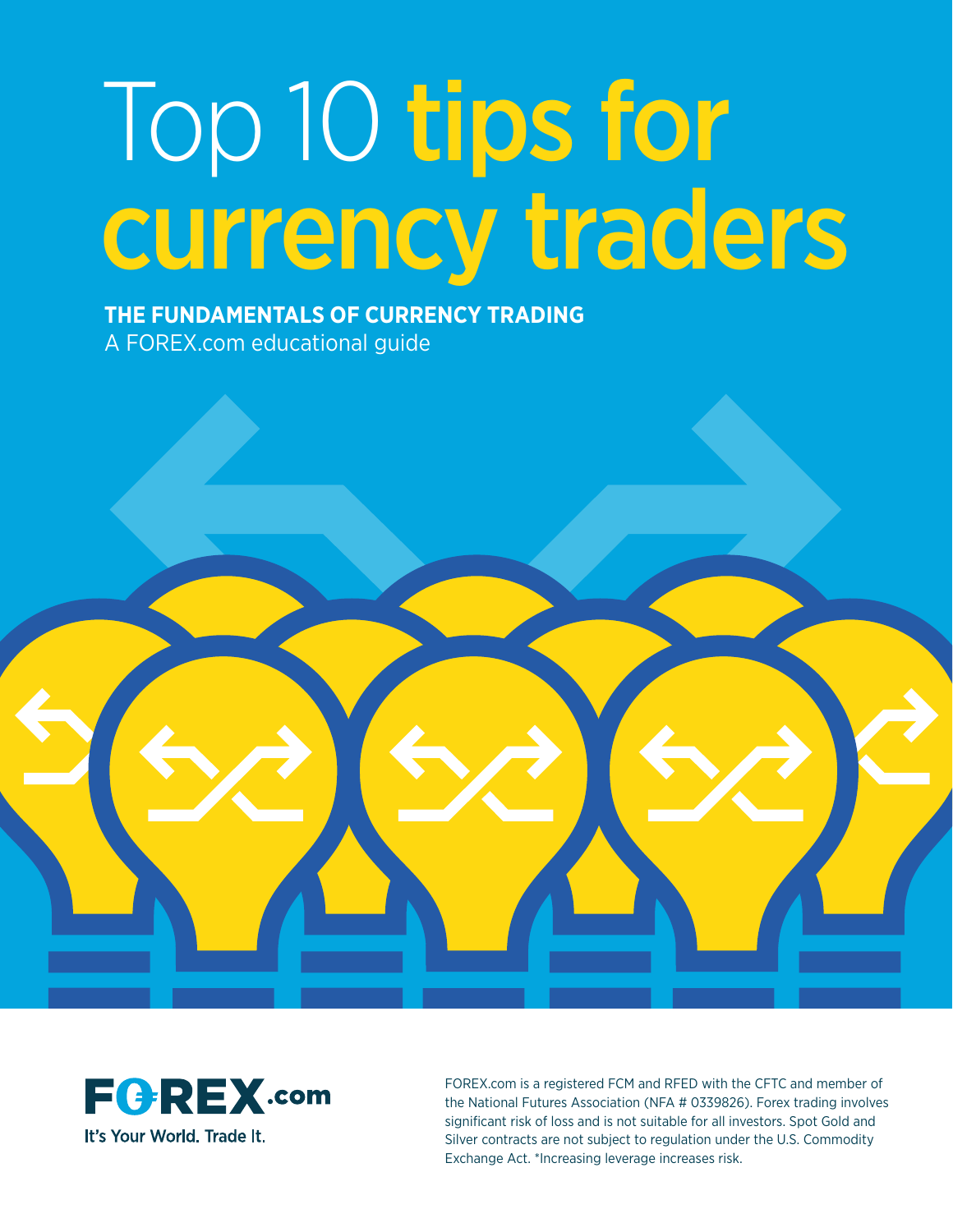# Top 10 tips for currency traders

**THE FUNDAMENTALS OF CURRENCY TRADING**

A FOREX.com educational guide

FOREX.com

It's Your World. Trade It.

FOREX.com is a registered FCM and RFED with the CFTC and member of the National Futures Association (NFA # 0339826). Forex trading involves significant risk of loss and is not suitable for all investors. Spot Gold and Silver contracts are not subject to regulation under the U.S. Commodity Exchange Act. *Increasing leverage increases risk.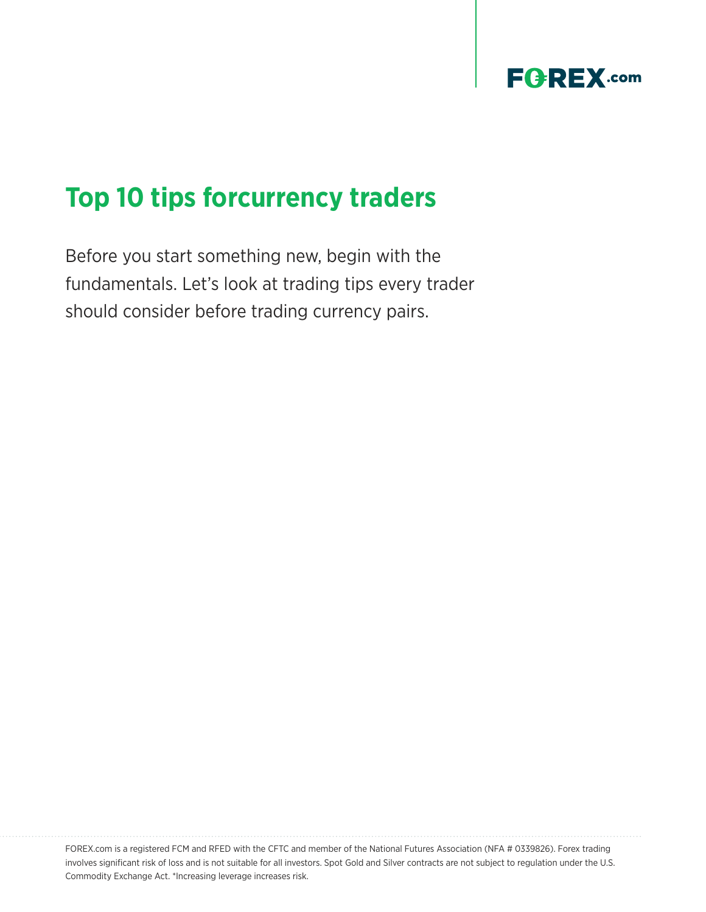# Top 10 tips forcurrency traders

Before you start something new, begin with the fundamentals. Let's look at trading tips every trader should consider before trading currency pairs.

FOREX.com is a registered FCM and RFED with the CFTC and member of the National Futures Association (NFA # 0339826). Forex trading involves significant risk of loss and is not suitable for all investors. Spot Gold and Silver contracts are not subject to regulation under the U.S. Commodity Exchange Act. *Increasing leverage increases risk.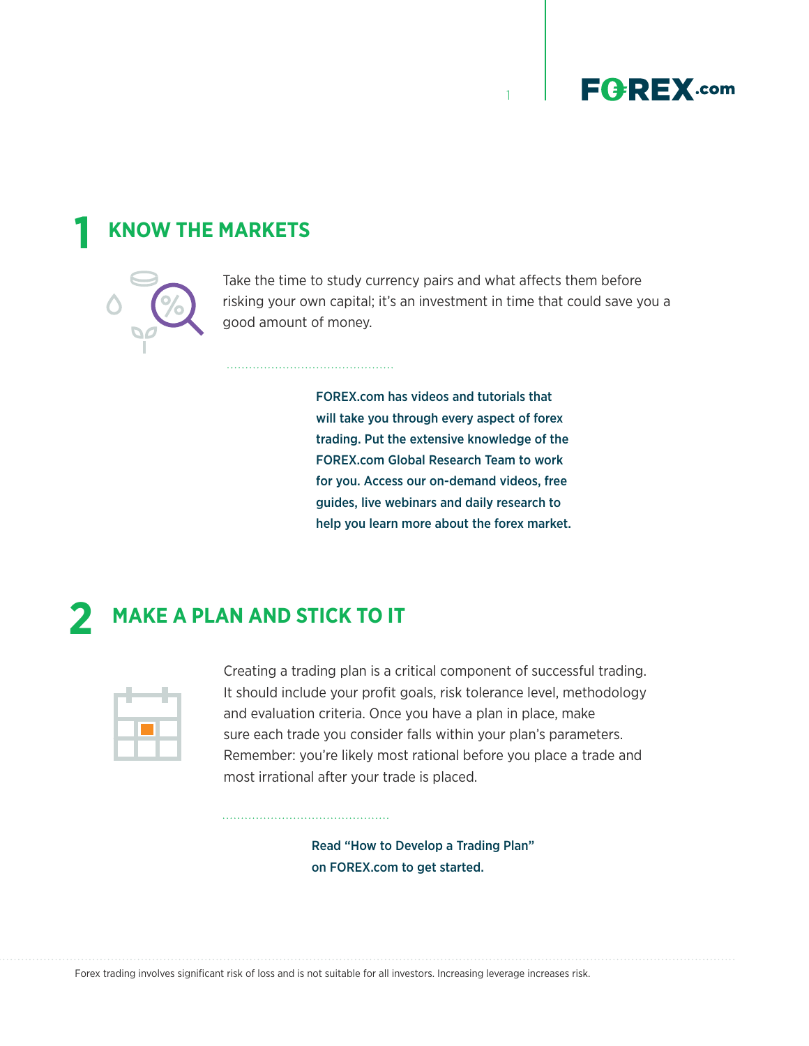## 1 KNOW THE MARKETS

Take the time to study currency pairs and what affects them before risking your own capital; it's an investment in time that could save you a good amount of money.

**FOREX.com has videos and tutorials that will take you through every aspect of forex trading. Put the extensive knowledge of the FOREX.com Global Research Team to work for you. Access our on-demand videos, free guides, live webinars and daily research to help you learn more about the forex market.**

## 2 MAKE A PLAN AND STICK TO IT

Creating a trading plan is a critical component of successful trading. It should include your profit goals, risk tolerance level, methodology and evaluation criteria. Once you have a plan in place, make sure each trade you consider falls within your plan's parameters. Remember: you're likely most rational before you place a trade and most irrational after your trade is placed.

**Read "How to Develop a Trading Plan" on FOREX.com to get started.**

Forex trading involves significant risk of loss and is not suitable for all investors. Increasing leverage increases risk.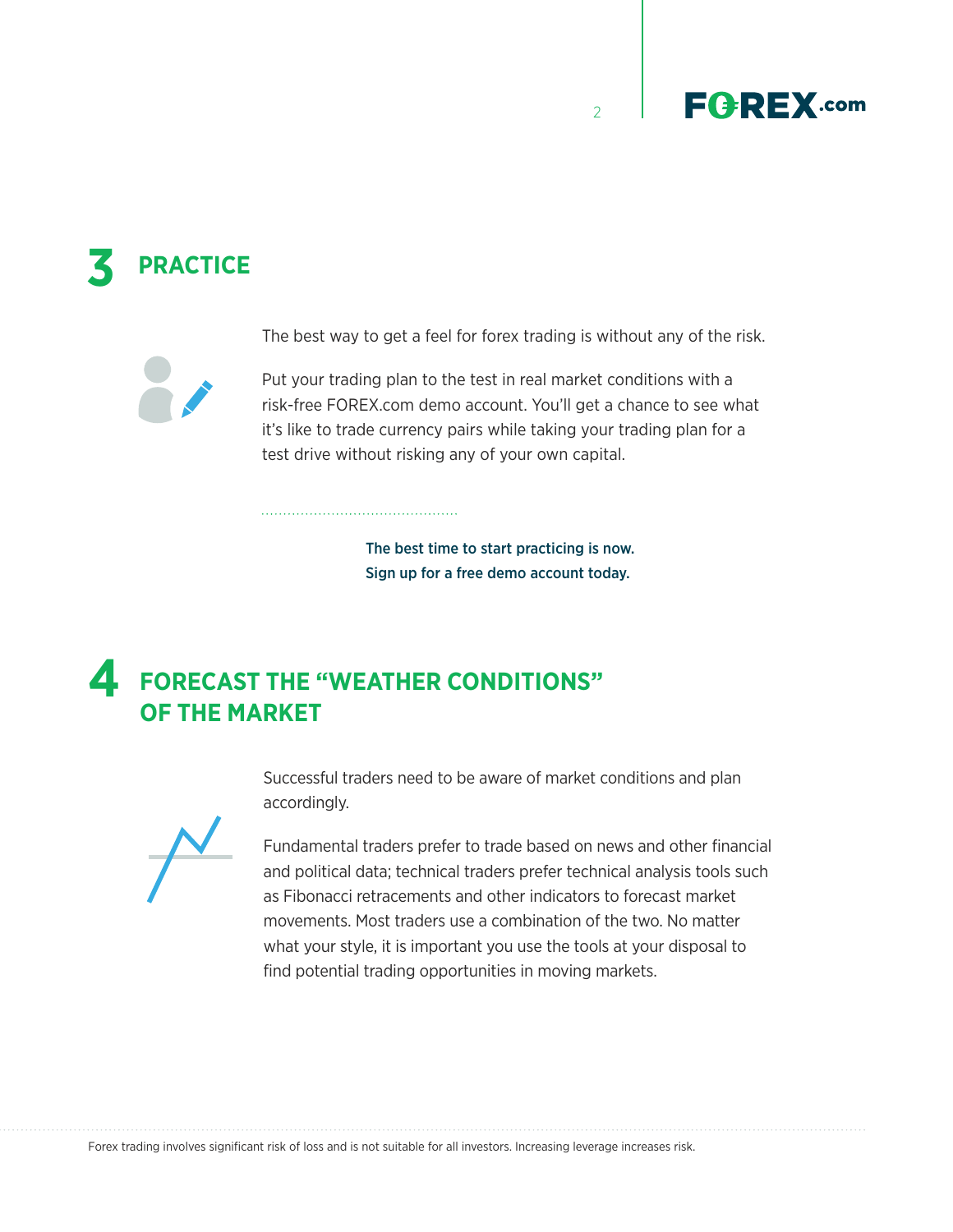## 3 PRACTICE

The best way to get a feel for forex trading is without any of the risk.

Put your trading plan to the test in real market conditions with a risk-free FOREX.com demo account. You'll get a chance to see what it's like to trade currency pairs while taking your trading plan for a test drive without risking any of your own capital.

**The best time to start practicing is now.**
**Sign up for a free demo account today.**

## 4 FORECAST THE "WEATHER CONDITIONS" OF THE MARKET

Successful traders need to be aware of market conditions and plan accordingly.

Fundamental traders prefer to trade based on news and other financial and political data; technical traders prefer technical analysis tools such as Fibonacci retracements and other indicators to forecast market movements. Most traders use a combination of the two. No matter what your style, it is important you use the tools at your disposal to find potential trading opportunities in moving markets.

Forex trading involves significant risk of loss and is not suitable for all investors. Increasing leverage increases risk.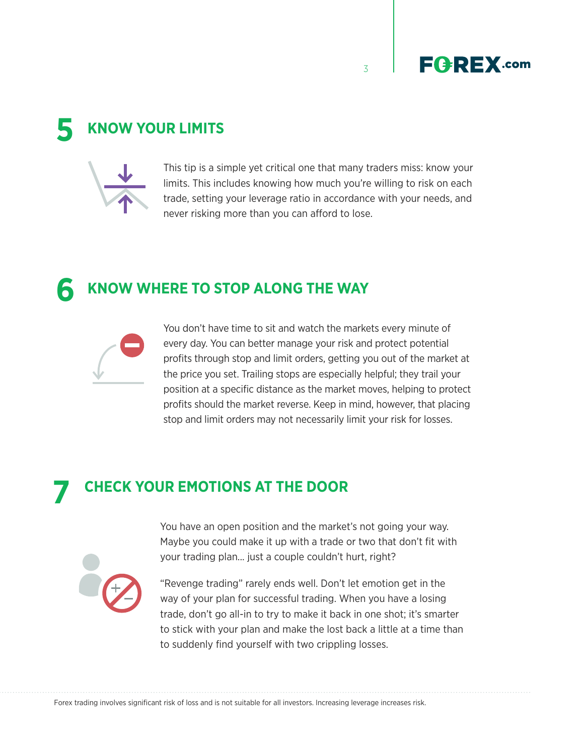## 5 KNOW YOUR LIMITS

This tip is a simple yet critical one that many traders miss: know your limits. This includes knowing how much you're willing to risk on each trade, setting your leverage ratio in accordance with your needs, and never risking more than you can afford to lose.

## 6 KNOW WHERE TO STOP ALONG THE WAY

You don't have time to sit and watch the markets every minute of every day. You can better manage your risk and protect potential profits through stop and limit orders, getting you out of the market at the price you set. Trailing stops are especially helpful; they trail your position at a specific distance as the market moves, helping to protect profits should the market reverse. Keep in mind, however, that placing stop and limit orders may not necessarily limit your risk for losses.

## 7 CHECK YOUR EMOTIONS AT THE DOOR

You have an open position and the market's not going your way. Maybe you could make it up with a trade or two that don't fit with your trading plan... just a couple couldn't hurt, right?

"Revenge trading" rarely ends well. Don't let emotion get in the way of your plan for successful trading. When you have a losing trade, don't go all-in to try to make it back in one shot; it's smarter to stick with your plan and make the lost back a little at a time than to suddenly find yourself with two crippling losses.

Forex trading involves significant risk of loss and is not suitable for all investors. Increasing leverage increases risk.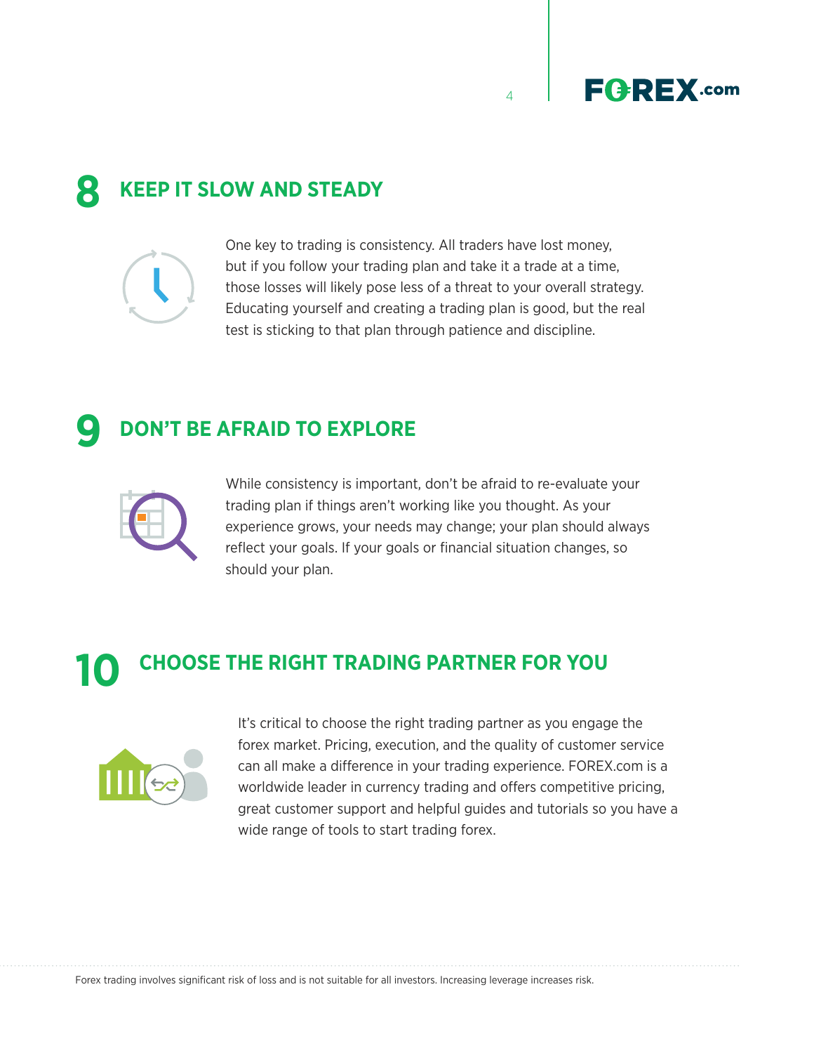## 8 KEEP IT SLOW AND STEADY

One key to trading is consistency. All traders have lost money, but if you follow your trading plan and take it a trade at a time, those losses will likely pose less of a threat to your overall strategy. Educating yourself and creating a trading plan is good, but the real test is sticking to that plan through patience and discipline.

## 9 DON'T BE AFRAID TO EXPLORE

While consistency is important, don't be afraid to re-evaluate your trading plan if things aren't working like you thought. As your experience grows, your needs may change; your plan should always reflect your goals. If your goals or financial situation changes, so should your plan.

## 10 CHOOSE THE RIGHT TRADING PARTNER FOR YOU

It's critical to choose the right trading partner as you engage the forex market. Pricing, execution, and the quality of customer service can all make a difference in your trading experience. FOREX.com is a worldwide leader in currency trading and offers competitive pricing, great customer support and helpful guides and tutorials so you have a wide range of tools to start trading forex.

Forex trading involves significant risk of loss and is not suitable for all investors. Increasing leverage increases risk.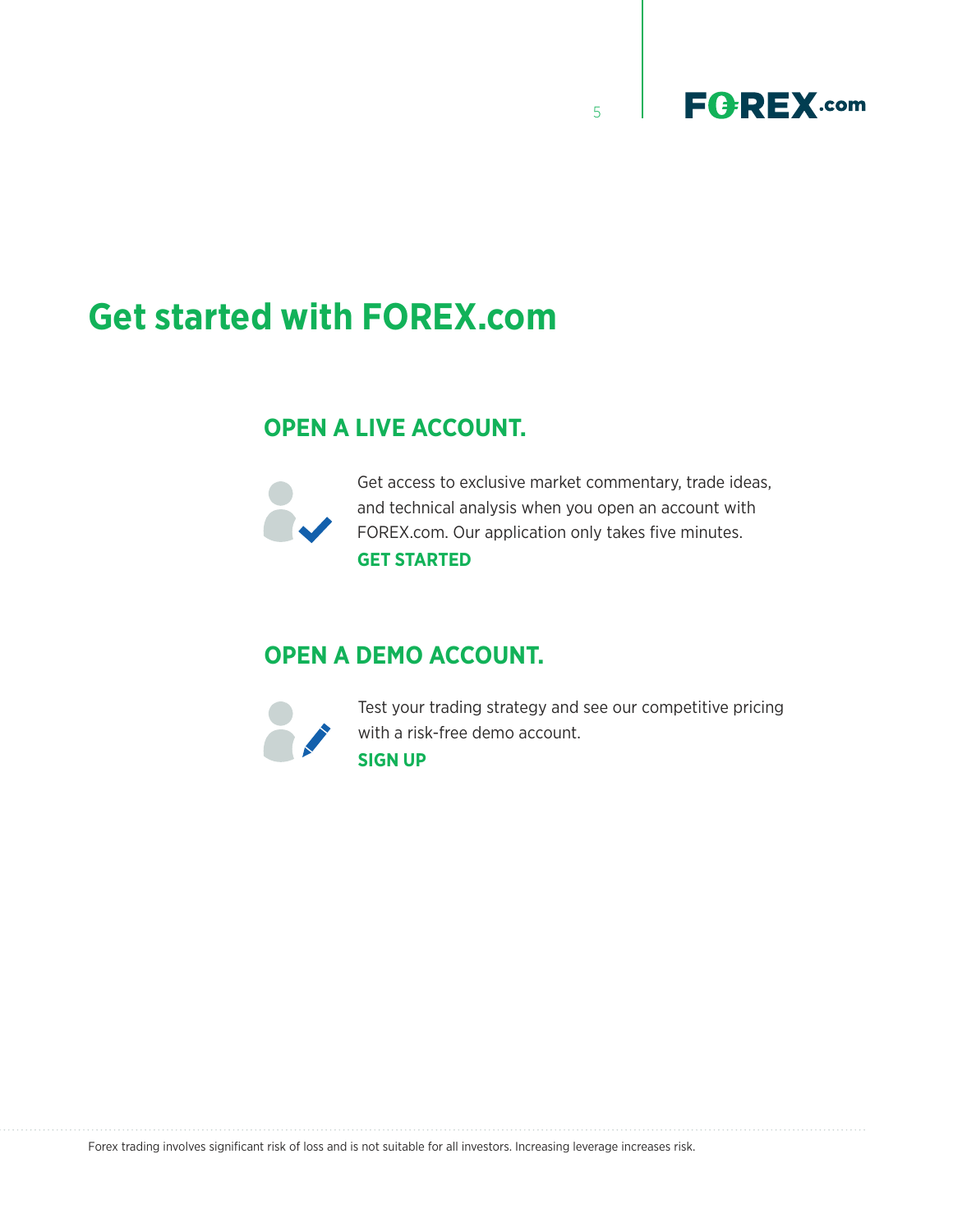# Get started with FOREX.com

## OPEN A LIVE ACCOUNT.

Get access to exclusive market commentary, trade ideas, and technical analysis when you open an account with FOREX.com. Our application only takes five minutes.

**GET STARTED**

## OPEN A DEMO ACCOUNT.

Test your trading strategy and see our competitive pricing with a risk-free demo account.

**SIGN UP**

Forex trading involves significant risk of loss and is not suitable for all investors. Increasing leverage increases risk.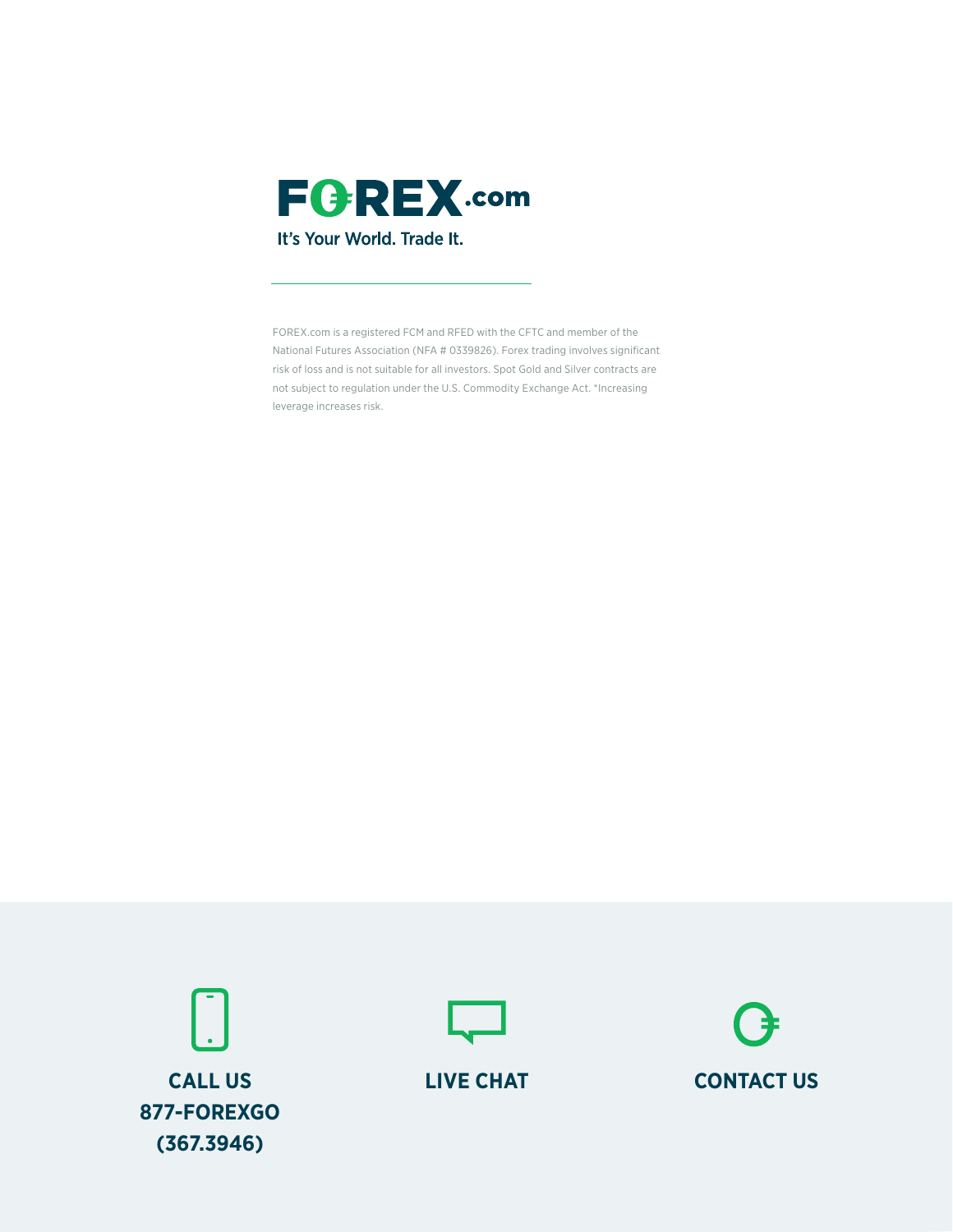FOREX.com

It's Your World. Trade It.

FOREX.com is a registered FCM and RFED with the CFTC and member of the National Futures Association (NFA # 0339826). Forex trading involves significant risk of loss and is not suitable for all investors. Spot Gold and Silver contracts are not subject to regulation under the U.S. Commodity Exchange Act. *Increasing leverage increases risk.

**CALL US**
**877-FOREXGO**
**(367.3946)**

**LIVE CHAT**

**CONTACT US**